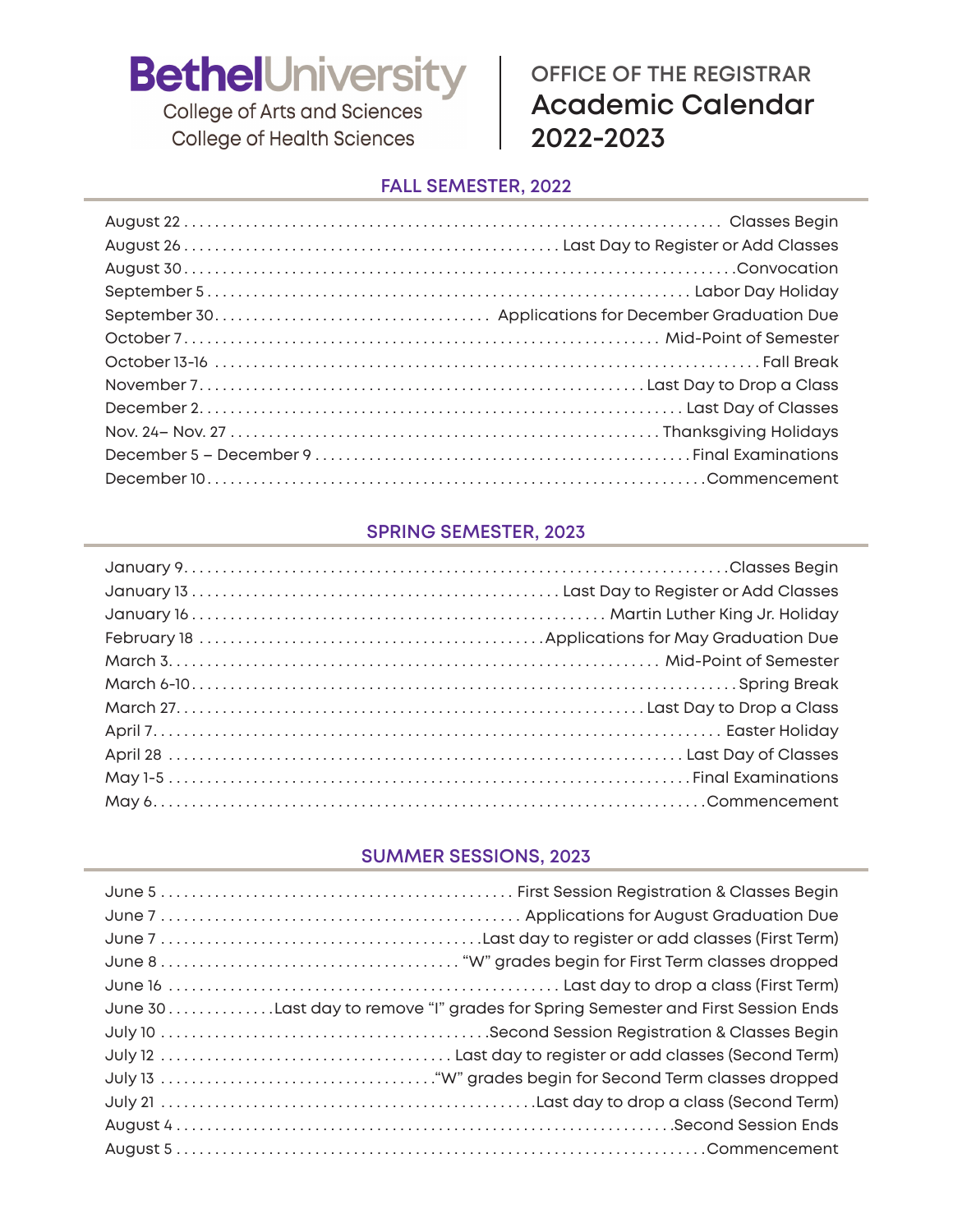# Bethel University

College of Arts and Sciences
College of Health Sciences

## OFFICE OF THE REGISTRAR
## Academic Calendar 2022-2023

### FALL SEMESTER, 2022

| Date | Event |
|---|---|
| August 22 | Classes Begin |
| August 26 | Last Day to Register or Add Classes |
| August 30 | Convocation |
| September 5 | Labor Day Holiday |
| September 30 | Applications for December Graduation Due |
| October 7 | Mid-Point of Semester |
| October 13-16 | Fall Break |
| November 7 | Last Day to Drop a Class |
| December 2 | Last Day of Classes |
| Nov. 24– Nov. 27 | Thanksgiving Holidays |
| December 5 – December 9 | Final Examinations |
| December 10 | Commencement |

### SPRING SEMESTER, 2023

| Date | Event |
|---|---|
| January 9 | Classes Begin |
| January 13 | Last Day to Register or Add Classes |
| January 16 | Martin Luther King Jr. Holiday |
| February 18 | Applications for May Graduation Due |
| March 3 | Mid-Point of Semester |
| March 6-10 | Spring Break |
| March 27 | Last Day to Drop a Class |
| April 7 | Easter Holiday |
| April 28 | Last Day of Classes |
| May 1-5 | Final Examinations |
| May 6 | Commencement |

### SUMMER SESSIONS, 2023

| Date | Event |
|---|---|
| June 5 | First Session Registration & Classes Begin |
| June 7 | Applications for August Graduation Due |
| June 7 | Last day to register or add classes (First Term) |
| June 8 | "W" grades begin for First Term classes dropped |
| June 16 | Last day to drop a class (First Term) |
| June 30 | Last day to remove "I" grades for Spring Semester and First Session Ends |
| July 10 | Second Session Registration & Classes Begin |
| July 12 | Last day to register or add classes (Second Term) |
| July 13 | "W" grades begin for Second Term classes dropped |
| July 21 | Last day to drop a class (Second Term) |
| August 4 | Second Session Ends |
| August 5 | Commencement |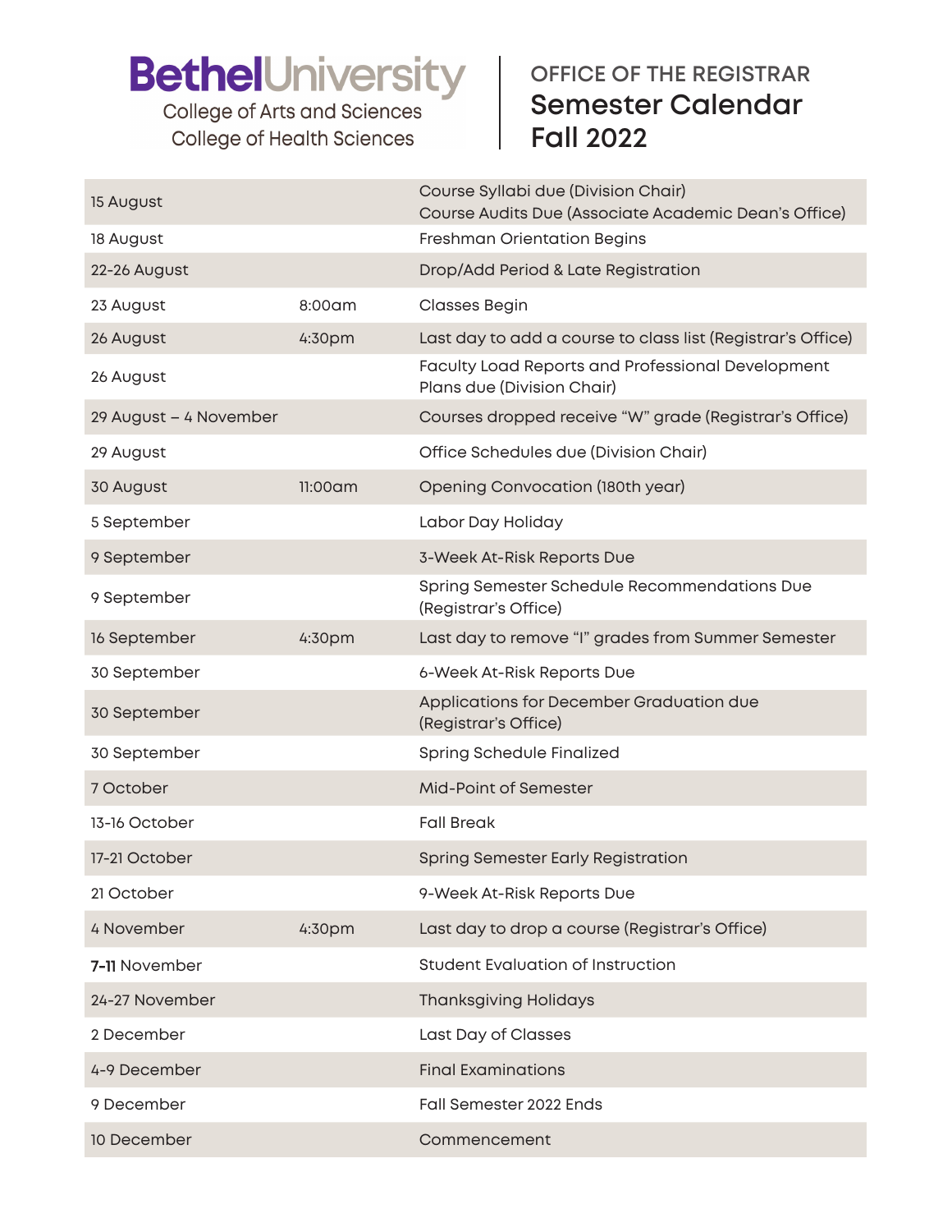# Bethel University

College of Arts and Sciences
College of Health Sciences

## OFFICE OF THE REGISTRAR
## Semester Calendar
## Fall 2022

| Date | Time | Event |
|---|---|---|
| 15 August | | Course Syllabi due (Division Chair)<br>Course Audits Due (Associate Academic Dean's Office) |
| 18 August | | Freshman Orientation Begins |
| 22-26 August | | Drop/Add Period & Late Registration |
| 23 August | 8:00am | Classes Begin |
| 26 August | 4:30pm | Last day to add a course to class list (Registrar's Office) |
| 26 August | | Faculty Load Reports and Professional Development Plans due (Division Chair) |
| 29 August – 4 November | | Courses dropped receive "W" grade (Registrar's Office) |
| 29 August | | Office Schedules due (Division Chair) |
| 30 August | 11:00am | Opening Convocation (180th year) |
| 5 September | | Labor Day Holiday |
| 9 September | | 3-Week At-Risk Reports Due |
| 9 September | | Spring Semester Schedule Recommendations Due (Registrar's Office) |
| 16 September | 4:30pm | Last day to remove "I" grades from Summer Semester |
| 30 September | | 6-Week At-Risk Reports Due |
| 30 September | | Applications for December Graduation due (Registrar's Office) |
| 30 September | | Spring Schedule Finalized |
| 7 October | | Mid-Point of Semester |
| 13-16 October | | Fall Break |
| 17-21 October | | Spring Semester Early Registration |
| 21 October | | 9-Week At-Risk Reports Due |
| 4 November | 4:30pm | Last day to drop a course (Registrar's Office) |
| **7-11** November | | Student Evaluation of Instruction |
| 24-27 November | | Thanksgiving Holidays |
| 2 December | | Last Day of Classes |
| 4-9 December | | Final Examinations |
| 9 December | | Fall Semester 2022 Ends |
| 10 December | | Commencement |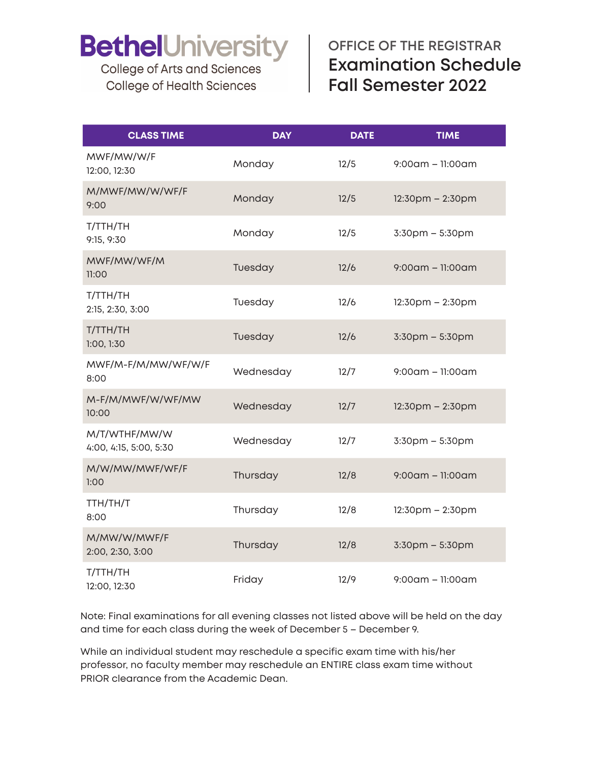**Bethel University**
College of Arts and Sciences
College of Health Sciences

OFFICE OF THE REGISTRAR

# Examination Schedule Fall Semester 2022

| CLASS TIME | DAY | DATE | TIME |
| --- | --- | --- | --- |
| MWF/MW/W/F 12:00, 12:30 | Monday | 12/5 | 9:00am – 11:00am |
| M/MWF/MW/W/WF/F 9:00 | Monday | 12/5 | 12:30pm – 2:30pm |
| T/TTH/TH 9:15, 9:30 | Monday | 12/5 | 3:30pm – 5:30pm |
| MWF/MW/WF/M 11:00 | Tuesday | 12/6 | 9:00am – 11:00am |
| T/TTH/TH 2:15, 2:30, 3:00 | Tuesday | 12/6 | 12:30pm – 2:30pm |
| T/TTH/TH 1:00, 1:30 | Tuesday | 12/6 | 3:30pm – 5:30pm |
| MWF/M-F/M/MW/WF/W/F 8:00 | Wednesday | 12/7 | 9:00am – 11:00am |
| M-F/M/MWF/W/WF/MW 10:00 | Wednesday | 12/7 | 12:30pm – 2:30pm |
| M/T/WTHF/MW/W 4:00, 4:15, 5:00, 5:30 | Wednesday | 12/7 | 3:30pm – 5:30pm |
| M/W/MW/MWF/WF/F 1:00 | Thursday | 12/8 | 9:00am – 11:00am |
| TTH/TH/T 8:00 | Thursday | 12/8 | 12:30pm – 2:30pm |
| M/MW/W/MWF/F 2:00, 2:30, 3:00 | Thursday | 12/8 | 3:30pm – 5:30pm |
| T/TTH/TH 12:00, 12:30 | Friday | 12/9 | 9:00am – 11:00am |

Note: Final examinations for all evening classes not listed above will be held on the day and time for each class during the week of December 5 – December 9.

While an individual student may reschedule a specific exam time with his/her professor, no faculty member may reschedule an ENTIRE class exam time without PRIOR clearance from the Academic Dean.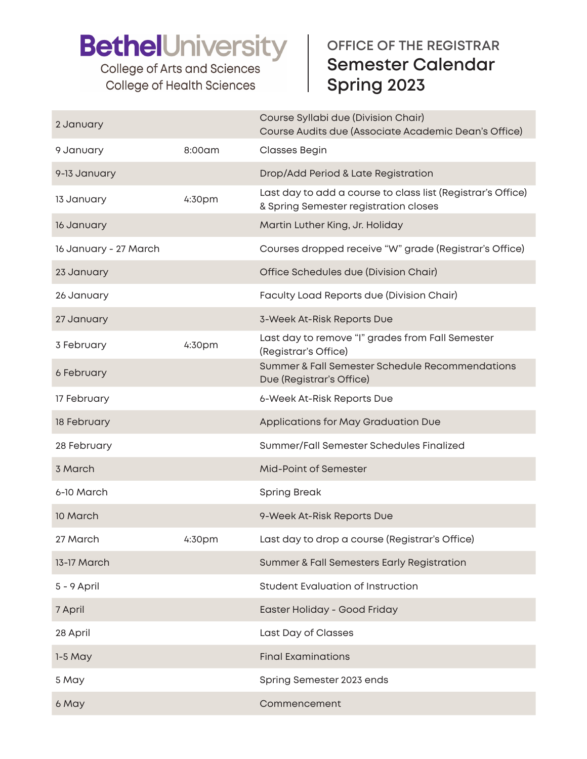# Bethel University

College of Arts and Sciences
College of Health Sciences

## OFFICE OF THE REGISTRAR

# Semester Calendar Spring 2023

| Date | Time | Event |
|---|---|---|
| 2 January | | Course Syllabi due (Division Chair)<br>Course Audits due (Associate Academic Dean's Office) |
| 9 January | 8:00am | Classes Begin |
| 9-13 January | | Drop/Add Period & Late Registration |
| 13 January | 4:30pm | Last day to add a course to class list (Registrar's Office) & Spring Semester registration closes |
| 16 January | | Martin Luther King, Jr. Holiday |
| 16 January - 27 March | | Courses dropped receive "W" grade (Registrar's Office) |
| 23 January | | Office Schedules due (Division Chair) |
| 26 January | | Faculty Load Reports due (Division Chair) |
| 27 January | | 3-Week At-Risk Reports Due |
| 3 February | 4:30pm | Last day to remove "I" grades from Fall Semester (Registrar's Office) |
| 6 February | | Summer & Fall Semester Schedule Recommendations Due (Registrar's Office) |
| 17 February | | 6-Week At-Risk Reports Due |
| 18 February | | Applications for May Graduation Due |
| 28 February | | Summer/Fall Semester Schedules Finalized |
| 3 March | | Mid-Point of Semester |
| 6-10 March | | Spring Break |
| 10 March | | 9-Week At-Risk Reports Due |
| 27 March | 4:30pm | Last day to drop a course (Registrar's Office) |
| 13-17 March | | Summer & Fall Semesters Early Registration |
| 5 - 9 April | | Student Evaluation of Instruction |
| 7 April | | Easter Holiday - Good Friday |
| 28 April | | Last Day of Classes |
| 1-5 May | | Final Examinations |
| 5 May | | Spring Semester 2023 ends |
| 6 May | | Commencement |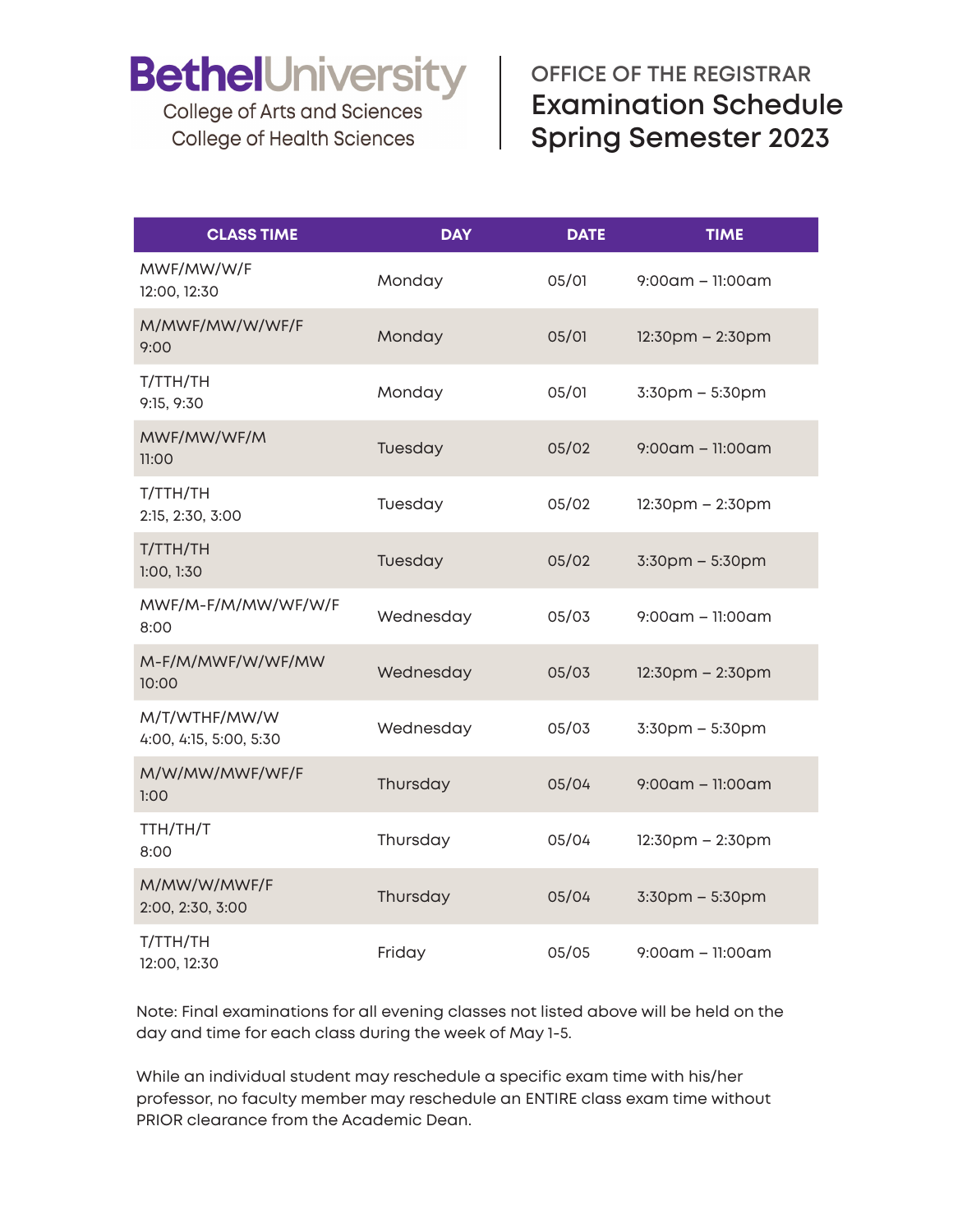**Bethel University**
College of Arts and Sciences
College of Health Sciences

OFFICE OF THE REGISTRAR

# Examination Schedule
# Spring Semester 2023

| CLASS TIME | DAY | DATE | TIME |
|---|---|---|---|
| MWF/MW/W/F 12:00, 12:30 | Monday | 05/01 | 9:00am – 11:00am |
| M/MWF/MW/W/WF/F 9:00 | Monday | 05/01 | 12:30pm – 2:30pm |
| T/TTH/TH 9:15, 9:30 | Monday | 05/01 | 3:30pm – 5:30pm |
| MWF/MW/WF/M 11:00 | Tuesday | 05/02 | 9:00am – 11:00am |
| T/TTH/TH 2:15, 2:30, 3:00 | Tuesday | 05/02 | 12:30pm – 2:30pm |
| T/TTH/TH 1:00, 1:30 | Tuesday | 05/02 | 3:30pm – 5:30pm |
| MWF/M-F/M/MW/WF/W/F 8:00 | Wednesday | 05/03 | 9:00am – 11:00am |
| M-F/M/MWF/W/WF/MW 10:00 | Wednesday | 05/03 | 12:30pm – 2:30pm |
| M/T/WTHF/MW/W 4:00, 4:15, 5:00, 5:30 | Wednesday | 05/03 | 3:30pm – 5:30pm |
| M/W/MW/MWF/WF/F 1:00 | Thursday | 05/04 | 9:00am – 11:00am |
| TTH/TH/T 8:00 | Thursday | 05/04 | 12:30pm – 2:30pm |
| M/MW/W/MWF/F 2:00, 2:30, 3:00 | Thursday | 05/04 | 3:30pm – 5:30pm |
| T/TTH/TH 12:00, 12:30 | Friday | 05/05 | 9:00am – 11:00am |

Note: Final examinations for all evening classes not listed above will be held on the day and time for each class during the week of May 1-5.

While an individual student may reschedule a specific exam time with his/her professor, no faculty member may reschedule an ENTIRE class exam time without PRIOR clearance from the Academic Dean.